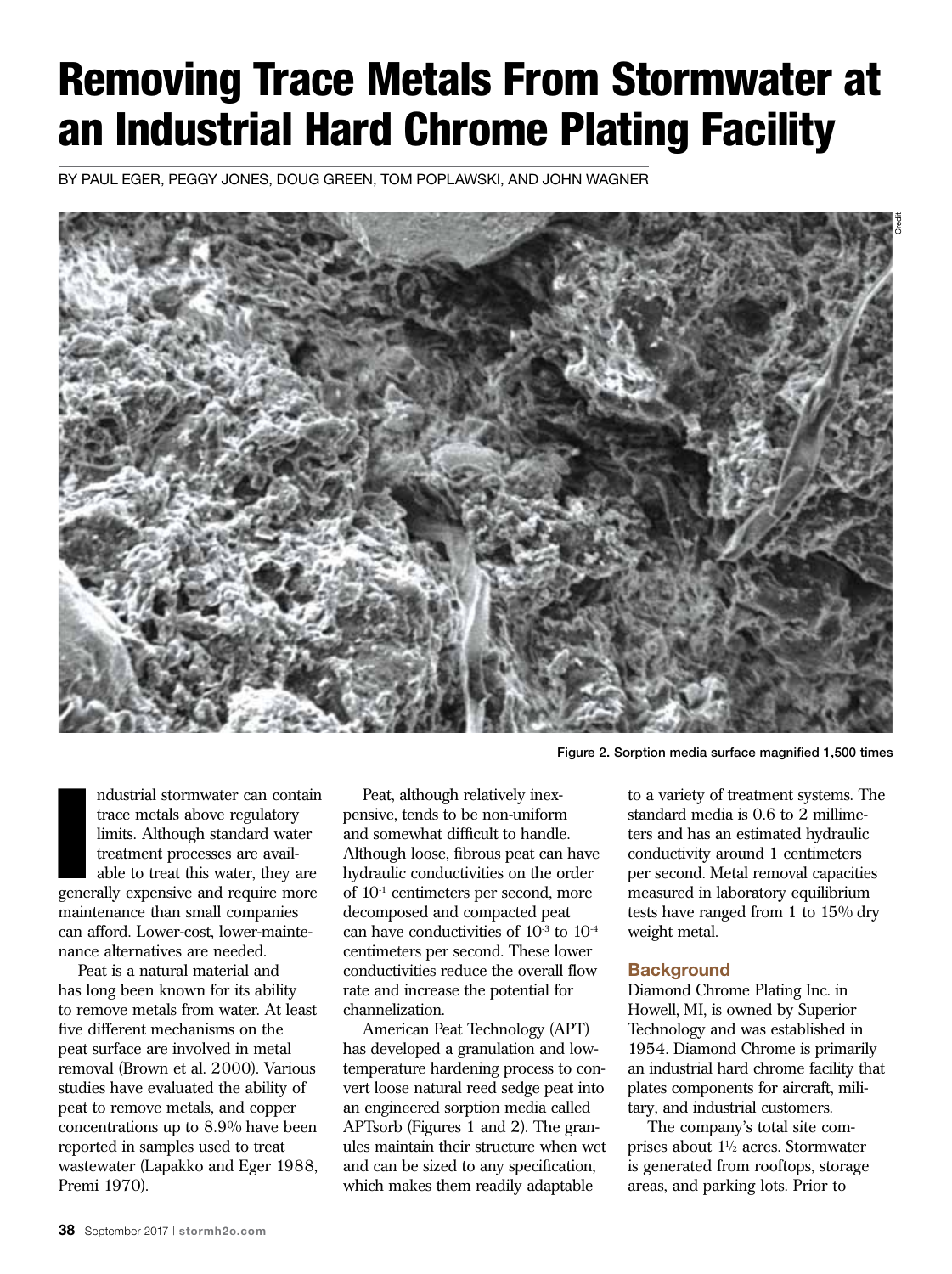# Removing Trace Metals From Stormwater at an Industrial Hard Chrome Plating Facility

BY PAUL EGER, PEGGY JONES, DOUG GREEN, TOM POPLAWSKI, AND JOHN WAGNER

Figure 2. Sorption media surface magnified 1,500 times

Industrial stormwater can contain trace metals above regulatory limits. Although standard water treatment processes are available to treat this water, they are generally expensive and require more maintenance than small companies can afford. Lower-cost, lower-maintenance alternatives are needed.

Peat is a natural material and has long been known for its ability to remove metals from water. At least five different mechanisms on the peat surface are involved in metal removal (Brown et al. 2000). Various studies have evaluated the ability of peat to remove metals, and copper concentrations up to 8.9% have been reported in samples used to treat wastewater (Lapakko and Eger 1988, Premi 1970).

Peat, although relatively inexpensive, tends to be non-uniform and somewhat difficult to handle. Although loose, fibrous peat can have hydraulic conductivities on the order of $10^{-1}$ centimeters per second, more decomposed and compacted peat can have conductivities of $10^{-3}$ to $10^{-4}$ centimeters per second. These lower conductivities reduce the overall flow rate and increase the potential for channelization.

American Peat Technology (APT) has developed a granulation and low-temperature hardening process to convert loose natural reed sedge peat into an engineered sorption media called APTsorb (Figures 1 and 2). The granules maintain their structure when wet and can be sized to any specification, which makes them readily adaptable to a variety of treatment systems. The standard media is 0.6 to 2 millimeters and has an estimated hydraulic conductivity around 1 centimeters per second. Metal removal capacities measured in laboratory equilibrium tests have ranged from 1 to 15% dry weight metal.

## Background

Diamond Chrome Plating Inc. in Howell, MI, is owned by Superior Technology and was established in 1954. Diamond Chrome is primarily an industrial hard chrome facility that plates components for aircraft, military, and industrial customers.

The company's total site comprises about 1½ acres. Stormwater is generated from rooftops, storage areas, and parking lots. Prior to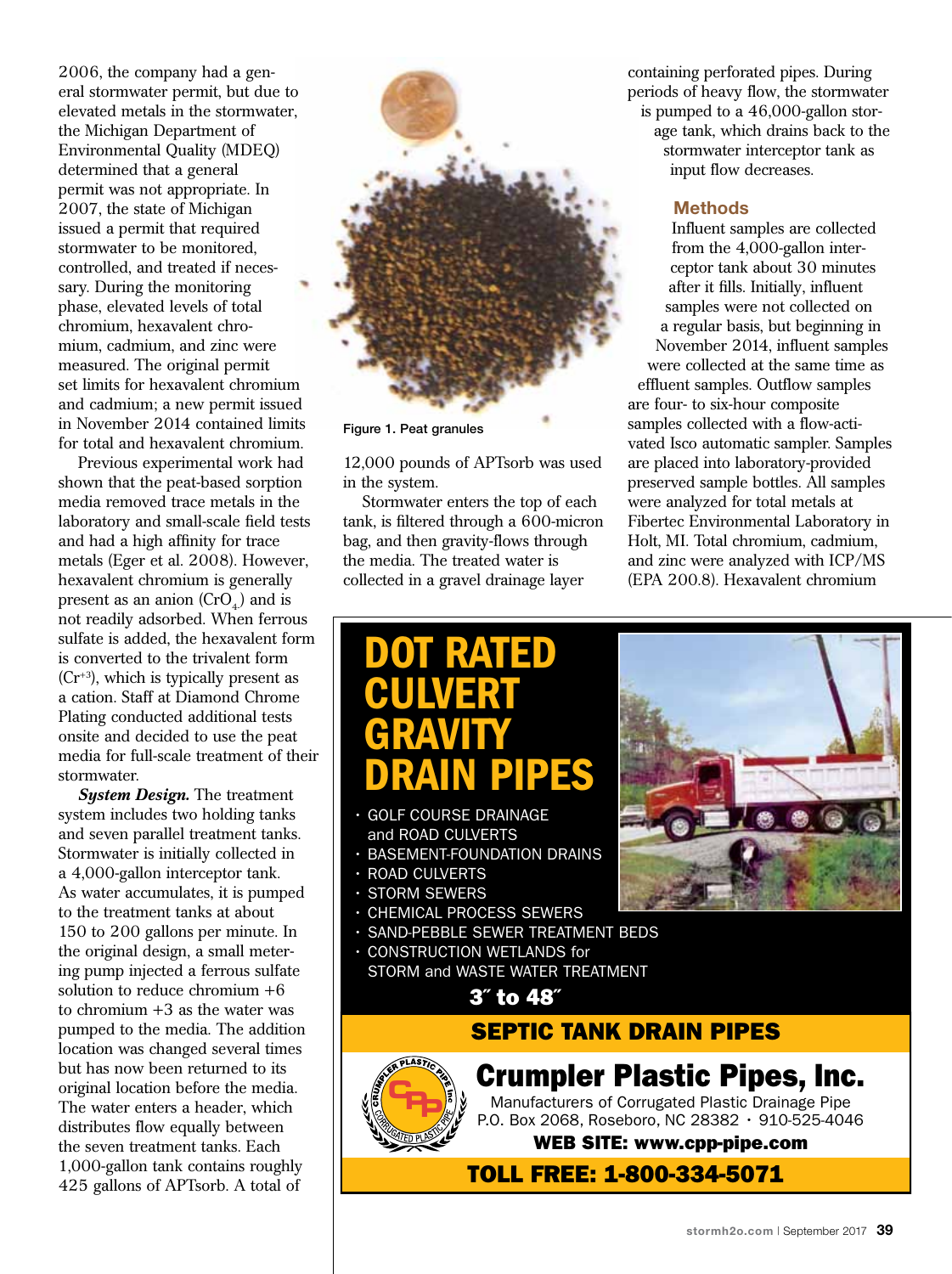2006, the company had a general stormwater permit, but due to elevated metals in the stormwater, the Michigan Department of Environmental Quality (MDEQ) determined that a general permit was not appropriate. In 2007, the state of Michigan issued a permit that required stormwater to be monitored, controlled, and treated if necessary. During the monitoring phase, elevated levels of total chromium, hexavalent chromium, cadmium, and zinc were measured. The original permit set limits for hexavalent chromium and cadmium; a new permit issued in November 2014 contained limits for total and hexavalent chromium.

Previous experimental work had shown that the peat-based sorption media removed trace metals in the laboratory and small-scale field tests and had a high affinity for trace metals (Eger et al. 2008). However, hexavalent chromium is generally present as an anion ($CrO_4$) and is not readily adsorbed. When ferrous sulfate is added, the hexavalent form is converted to the trivalent form ($Cr^{+3}$), which is typically present as a cation. Staff at Diamond Chrome Plating conducted additional tests onsite and decided to use the peat media for full-scale treatment of their stormwater.

***System Design.*** The treatment system includes two holding tanks and seven parallel treatment tanks. Stormwater is initially collected in a 4,000-gallon interceptor tank. As water accumulates, it is pumped to the treatment tanks at about 150 to 200 gallons per minute. In the original design, a small metering pump injected a ferrous sulfate solution to reduce chromium +6 to chromium +3 as the water was pumped to the media. The addition location was changed several times but has now been returned to its original location before the media. The water enters a header, which distributes flow equally between the seven treatment tanks. Each 1,000-gallon tank contains roughly 425 gallons of APTsorb. A total of 12,000 pounds of APTsorb was used in the system.

Figure 1. Peat granules

Stormwater enters the top of each tank, is filtered through a 600-micron bag, and then gravity-flows through the media. The treated water is collected in a gravel drainage layer containing perforated pipes. During periods of heavy flow, the stormwater is pumped to a 46,000-gallon storage tank, which drains back to the stormwater interceptor tank as input flow decreases.

### Methods

Influent samples are collected from the 4,000-gallon interceptor tank about 30 minutes after it fills. Initially, influent samples were not collected on a regular basis, but beginning in November 2014, influent samples were collected at the same time as effluent samples. Outflow samples are four- to six-hour composite samples collected with a flow-activated Isco automatic sampler. Samples are placed into laboratory-provided preserved sample bottles. All samples were analyzed for total metals at Fibertec Environmental Laboratory in Holt, MI. Total chromium, cadmium, and zinc were analyzed with ICP/MS (EPA 200.8). Hexavalent chromium

**DOT RATED CULVERT GRAVITY DRAIN PIPES**

- GOLF COURSE DRAINAGE and ROAD CULVERTS
- BASEMENT-FOUNDATION DRAINS
- ROAD CULVERTS
- STORM SEWERS
- CHEMICAL PROCESS SEWERS
- SAND-PEBBLE SEWER TREATMENT BEDS
- CONSTRUCTION WETLANDS for STORM and WASTE WATER TREATMENT

**3″ to 48″**

**SEPTIC TANK DRAIN PIPES**

**Crumpler Plastic Pipes, Inc.**
Manufacturers of Corrugated Plastic Drainage Pipe
P.O. Box 2068, Roseboro, NC 28382 • 910-525-4046
**WEB SITE: www.cpp-pipe.com**
**TOLL FREE: 1-800-334-5071**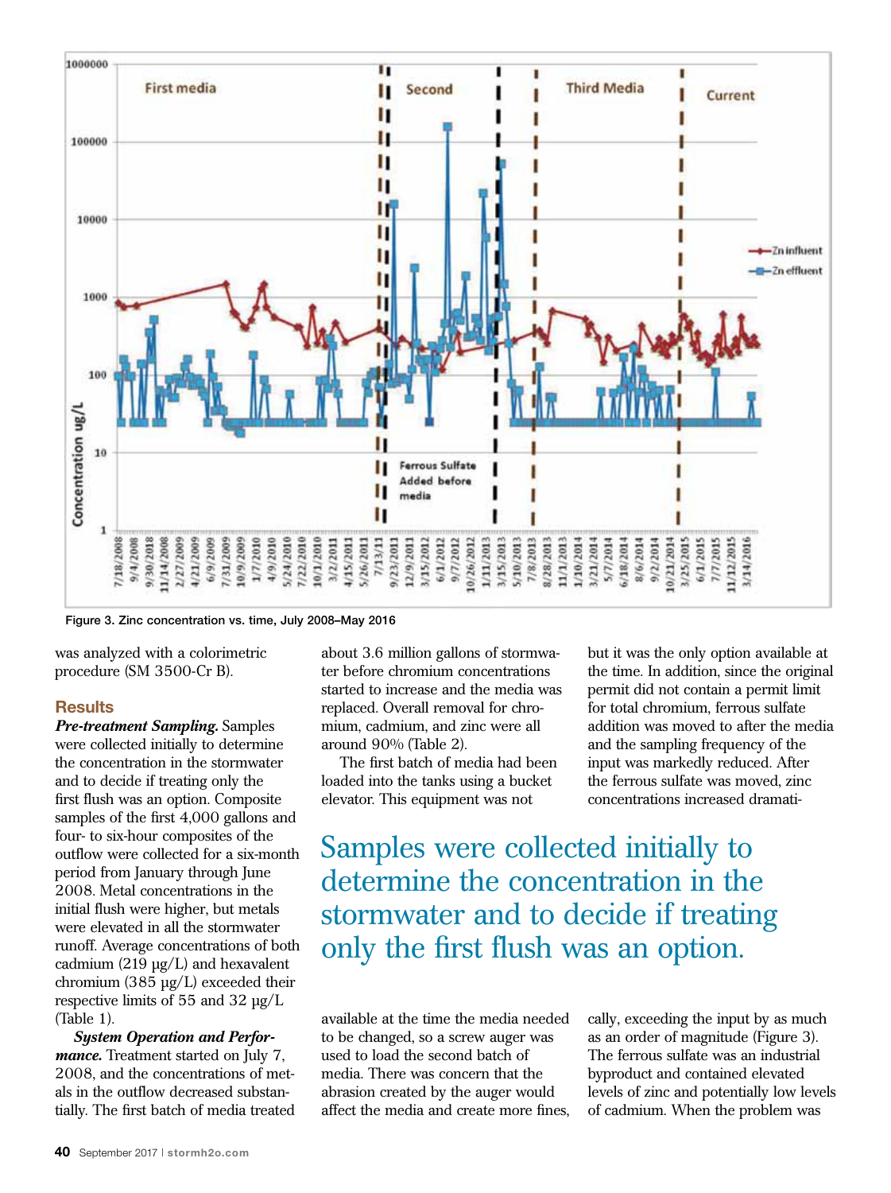Figure 3. Zinc concentration vs. time, July 2008–May 2016

was analyzed with a colorimetric procedure (SM 3500-Cr B).

## Results

***Pre-treatment Sampling.*** Samples were collected initially to determine the concentration in the stormwater and to decide if treating only the first flush was an option. Composite samples of the first 4,000 gallons and four- to six-hour composites of the outflow were collected for a six-month period from January through June 2008. Metal concentrations in the initial flush were higher, but metals were elevated in all the stormwater runoff. Average concentrations of both cadmium (219 µg/L) and hexavalent chromium (385 µg/L) exceeded their respective limits of 55 and 32 µg/L (Table 1).

***System Operation and Performance.*** Treatment started on July 7, 2008, and the concentrations of metals in the outflow decreased substantially. The first batch of media treated about 3.6 million gallons of stormwater before chromium concentrations started to increase and the media was replaced. Overall removal for chromium, cadmium, and zinc were all around 90% (Table 2).

The first batch of media had been loaded into the tanks using a bucket elevator. This equipment was not available at the time the media needed to be changed, so a screw auger was used to load the second batch of media. There was concern that the abrasion created by the auger would affect the media and create more fines, but it was the only option available at the time. In addition, since the original permit did not contain a permit limit for total chromium, ferrous sulfate addition was moved to after the media and the sampling frequency of the input was markedly reduced. After the ferrous sulfate was moved, zinc concentrations increased dramatically, exceeding the input by as much as an order of magnitude (Figure 3). The ferrous sulfate was an industrial byproduct and contained elevated levels of zinc and potentially low levels of cadmium. When the problem was

> Samples were collected initially to determine the concentration in the stormwater and to decide if treating only the first flush was an option.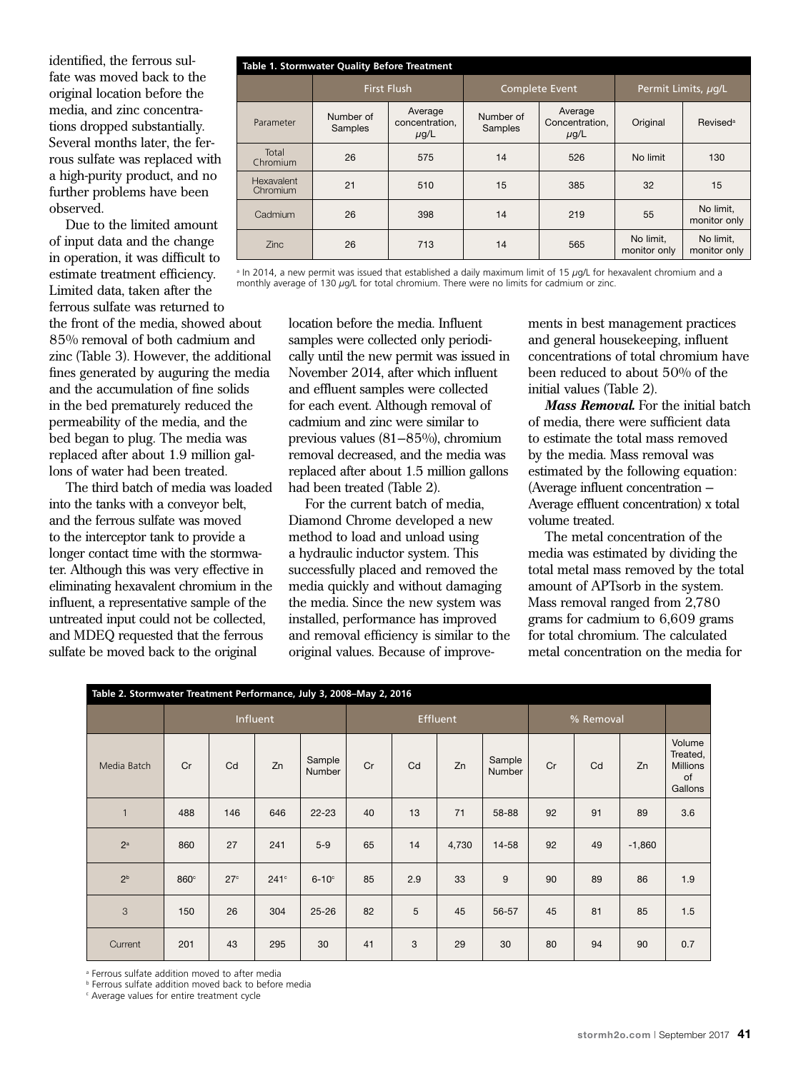identified, the ferrous sulfate was moved back to the original location before the media, and zinc concentrations dropped substantially. Several months later, the ferrous sulfate was replaced with a high-purity product, and no further problems have been observed.

Due to the limited amount of input data and the change in operation, it was difficult to estimate treatment efficiency. Limited data, taken after the ferrous sulfate was returned to the front of the media, showed about 85% removal of both cadmium and zinc (Table 3). However, the additional fines generated by auguring the media and the accumulation of fine solids in the bed prematurely reduced the permeability of the media, and the bed began to plug. The media was replaced after about 1.9 million gallons of water had been treated.

The third batch of media was loaded into the tanks with a conveyor belt, and the ferrous sulfate was moved to the interceptor tank to provide a longer contact time with the stormwater. Although this was very effective in eliminating hexavalent chromium in the influent, a representative sample of the untreated input could not be collected, and MDEQ requested that the ferrous sulfate be moved back to the original location before the media. Influent samples were collected only periodically until the new permit was issued in November 2014, after which influent and effluent samples were collected for each event. Although removal of cadmium and zinc were similar to previous values (81–85%), chromium removal decreased, and the media was replaced after about 1.5 million gallons had been treated (Table 2).

For the current batch of media, Diamond Chrome developed a new method to load and unload using a hydraulic inductor system. This successfully placed and removed the media quickly and without damaging the media. Since the new system was installed, performance has improved and removal efficiency is similar to the original values. Because of improvements in best management practices and general housekeeping, influent concentrations of total chromium have been reduced to about 50% of the initial values (Table 2).

***Mass Removal.*** For the initial batch of media, there were sufficient data to estimate the total mass removed by the media. Mass removal was estimated by the following equation: (Average influent concentration – Average effluent concentration) x total volume treated.

The metal concentration of the media was estimated by dividing the total metal mass removed by the total amount of APTsorb in the system. Mass removal ranged from 2,780 grams for cadmium to 6,609 grams for total chromium. The calculated metal concentration on the media for

**Table 1. Stormwater Quality Before Treatment**

| | First Flush | | Complete Event | | Permit Limits, $\mu$g/L | |
|---|---|---|---|---|---|---|
| Parameter | Number of Samples | Average concentration, $\mu$g/L | Number of Samples | Average Concentration, $\mu$g/L | Original | Revised[a] |
| Total Chromium | 26 | 575 | 14 | 526 | No limit | 130 |
| Hexavalent Chromium | 21 | 510 | 15 | 385 | 32 | 15 |
| Cadmium | 26 | 398 | 14 | 219 | 55 | No limit, monitor only |
| Zinc | 26 | 713 | 14 | 565 | No limit, monitor only | No limit, monitor only |

[a] In 2014, a new permit was issued that established a daily maximum limit of 15 $\mu$g/L for hexavalent chromium and a monthly average of 130 $\mu$g/L for total chromium. There were no limits for cadmium or zinc.

**Table 2. Stormwater Treatment Performance, July 3, 2008–May 2, 2016**

| | Influent | | | | Effluent | | | | % Removal | | | |
|---|---|---|---|---|---|---|---|---|---|---|---|---|
| Media Batch | Cr | Cd | Zn | Sample Number | Cr | Cd | Zn | Sample Number | Cr | Cd | Zn | Volume Treated, Millions of Gallons |
| 1 | 488 | 146 | 646 | 22-23 | 40 | 13 | 71 | 58-88 | 92 | 91 | 89 | 3.6 |
| 2[a] | 860 | 27 | 241 | 5-9 | 65 | 14 | 4,730 | 14-58 | 92 | 49 | -1,860 | |
| 2[b] | 860[c] | 27[c] | 241[c] | 6-10[c] | 85 | 2.9 | 33 | 9 | 90 | 89 | 86 | 1.9 |
| 3 | 150 | 26 | 304 | 25-26 | 82 | 5 | 45 | 56-57 | 45 | 81 | 85 | 1.5 |
| Current | 201 | 43 | 295 | 30 | 41 | 3 | 29 | 30 | 80 | 94 | 90 | 0.7 |

[a] Ferrous sulfate addition moved to after media
[b] Ferrous sulfate addition moved back to before media
[c] Average values for entire treatment cycle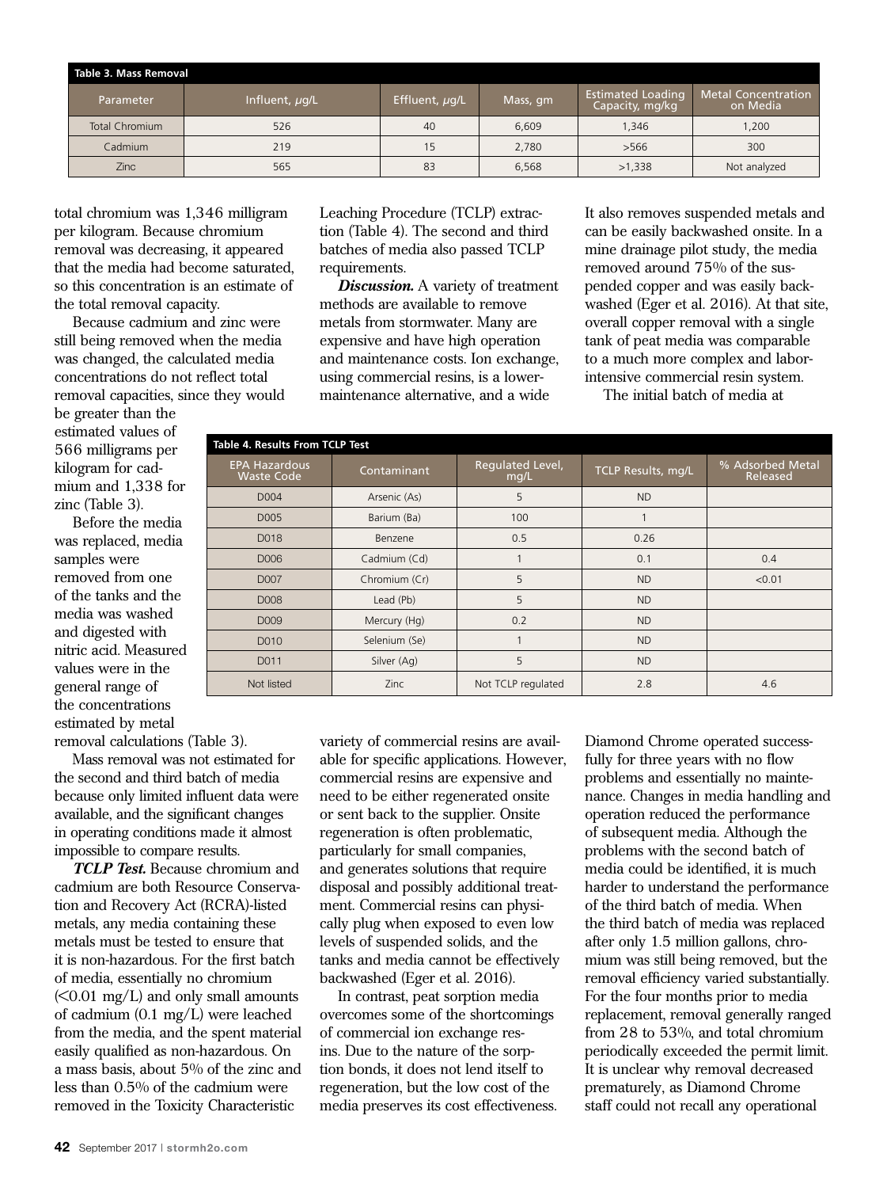**Table 3. Mass Removal**

| Parameter | Influent, µg/L | Effluent, µg/L | Mass, gm | Estimated Loading Capacity, mg/kg | Metal Concentration on Media |
|---|---|---|---|---|---|
| Total Chromium | 526 | 40 | 6,609 | 1,346 | 1,200 |
| Cadmium | 219 | 15 | 2,780 | >566 | 300 |
| Zinc | 565 | 83 | 6,568 | >1,338 | Not analyzed |

total chromium was 1,346 milligram per kilogram. Because chromium removal was decreasing, it appeared that the media had become saturated, so this concentration is an estimate of the total removal capacity.

Because cadmium and zinc were still being removed when the media was changed, the calculated media concentrations do not reflect total removal capacities, since they would be greater than the estimated values of 566 milligrams per kilogram for cadmium and 1,338 for zinc (Table 3).

Before the media was replaced, media samples were removed from one of the tanks and the media was washed and digested with nitric acid. Measured values were in the general range of the concentrations estimated by metal removal calculations (Table 3).

Mass removal was not estimated for the second and third batch of media because only limited influent data were available, and the significant changes in operating conditions made it almost impossible to compare results.

***TCLP Test.*** Because chromium and cadmium are both Resource Conservation and Recovery Act (RCRA)-listed metals, any media containing these metals must be tested to ensure that it is non-hazardous. For the first batch of media, essentially no chromium (<0.01 mg/L) and only small amounts of cadmium (0.1 mg/L) were leached from the media, and the spent material easily qualified as non-hazardous. On a mass basis, about 5% of the zinc and less than 0.5% of the cadmium were removed in the Toxicity Characteristic Leaching Procedure (TCLP) extraction (Table 4). The second and third batches of media also passed TCLP requirements.

***Discussion.*** A variety of treatment methods are available to remove metals from stormwater. Many are expensive and have high operation and maintenance costs. Ion exchange, using commercial resins, is a lower-maintenance alternative, and a wide variety of commercial resins are available for specific applications. However, commercial resins are expensive and need to be either regenerated onsite or sent back to the supplier. Onsite regeneration is often problematic, particularly for small companies, and generates solutions that require disposal and possibly additional treatment. Commercial resins can physically plug when exposed to even low levels of suspended solids, and the tanks and media cannot be effectively backwashed (Eger et al. 2016).

In contrast, peat sorption media overcomes some of the shortcomings of commercial ion exchange resins. Due to the nature of the sorption bonds, it does not lend itself to regeneration, but the low cost of the media preserves its cost effectiveness. It also removes suspended metals and can be easily backwashed onsite. In a mine drainage pilot study, the media removed around 75% of the suspended copper and was easily backwashed (Eger et al. 2016). At that site, overall copper removal with a single tank of peat media was comparable to a much more complex and labor-intensive commercial resin system.

**Table 4. Results From TCLP Test**

| EPA Hazardous Waste Code | Contaminant | Regulated Level, mg/L | TCLP Results, mg/L | % Adsorbed Metal Released |
|---|---|---|---|---|
| D004 | Arsenic (As) | 5 | ND | |
| D005 | Barium (Ba) | 100 | 1 | |
| D018 | Benzene | 0.5 | 0.26 | |
| D006 | Cadmium (Cd) | 1 | 0.1 | 0.4 |
| D007 | Chromium (Cr) | 5 | ND | <0.01 |
| D008 | Lead (Pb) | 5 | ND | |
| D009 | Mercury (Hg) | 0.2 | ND | |
| D010 | Selenium (Se) | 1 | ND | |
| D011 | Silver (Ag) | 5 | ND | |
| Not listed | Zinc | Not TCLP regulated | 2.8 | 4.6 |

The initial batch of media at Diamond Chrome operated successfully for three years with no flow problems and essentially no maintenance. Changes in media handling and operation reduced the performance of subsequent media. Although the problems with the second batch of media could be identified, it is much harder to understand the performance of the third batch of media. When the third batch of media was replaced after only 1.5 million gallons, chromium was still being removed, but the removal efficiency varied substantially. For the four months prior to media replacement, removal generally ranged from 28 to 53%, and total chromium periodically exceeded the permit limit. It is unclear why removal decreased prematurely, as Diamond Chrome staff could not recall any operational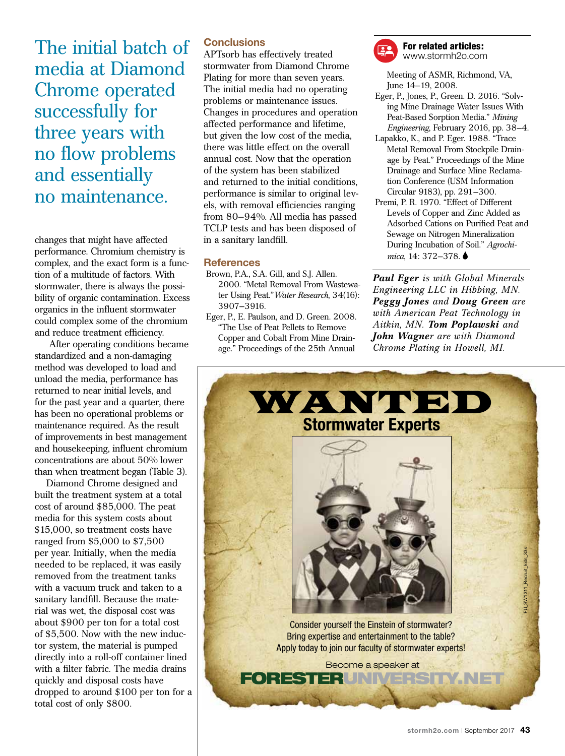The initial batch of media at Diamond Chrome operated successfully for three years with no flow problems and essentially no maintenance.

changes that might have affected performance. Chromium chemistry is complex, and the exact form is a function of a multitude of factors. With stormwater, there is always the possibility of organic contamination. Excess organics in the influent stormwater could complex some of the chromium and reduce treatment efficiency.

After operating conditions became standardized and a non-damaging method was developed to load and unload the media, performance has returned to near initial levels, and for the past year and a quarter, there has been no operational problems or maintenance required. As the result of improvements in best management and housekeeping, influent chromium concentrations are about 50% lower than when treatment began (Table 3).

Diamond Chrome designed and built the treatment system at a total cost of around $85,000. The peat media for this system costs about $15,000, so treatment costs have ranged from $5,000 to $7,500 per year. Initially, when the media needed to be replaced, it was easily removed from the treatment tanks with a vacuum truck and taken to a sanitary landfill. Because the material was wet, the disposal cost was about $900 per ton for a total cost of $5,500. Now with the new inductor system, the material is pumped directly into a roll-off container lined with a filter fabric. The media drains quickly and disposal costs have dropped to around $100 per ton for a total cost of only $800.

## Conclusions

APTsorb has effectively treated stormwater from Diamond Chrome Plating for more than seven years. The initial media had no operating problems or maintenance issues. Changes in procedures and operation affected performance and lifetime, but given the low cost of the media, there was little effect on the overall annual cost. Now that the operation of the system has been stabilized and returned to the initial conditions, performance is similar to original levels, with removal efficiencies ranging from 80–94%. All media has passed TCLP tests and has been disposed of in a sanitary landfill.

## References

Brown, P.A., S.A. Gill, and S.J. Allen. 2000. "Metal Removal From Wastewater Using Peat." *Water Research*, 34(16): 3907–3916.

Eger, P., E. Paulson, and D. Green. 2008. "The Use of Peat Pellets to Remove Copper and Cobalt From Mine Drainage." Proceedings of the 25th Annual Meeting of ASMR, Richmond, VA, June 14–19, 2008.

Eger, P., Jones, P., Green. D. 2016. "Solving Mine Drainage Water Issues With Peat-Based Sorption Media." *Mining Engineering*, February 2016, pp. 38–4.

Lapakko, K., and P. Eger. 1988. "Trace Metal Removal From Stockpile Drainage by Peat." Proceedings of the Mine Drainage and Surface Mine Reclamation Conference (USM Information Circular 9183), pp. 291–300.

Premi, P. R. 1970. "Effect of Different Levels of Copper and Zinc Added as Adsorbed Cations on Purified Peat and Sewage on Nitrogen Mineralization During Incubation of Soil." *Agrochimica*, 14: 372–378.

**For related articles:** www.stormh2o.com

***Paul Eger*** *is with Global Minerals Engineering LLC in Hibbing, MN.* ***Peggy Jones*** *and* ***Doug Green*** *are with American Peat Technology in Aitkin, MN.* ***Tom Poplawski*** *and* ***John Wagner*** *are with Diamond Chrome Plating in Howell, MI.*

**WANTED**
**Stormwater Experts**

Consider yourself the Einstein of stormwater?
Bring expertise and entertainment to the table?
Apply today to join our faculty of stormwater experts!

Become a speaker at
**FORESTERUNIVERSITY.NET**